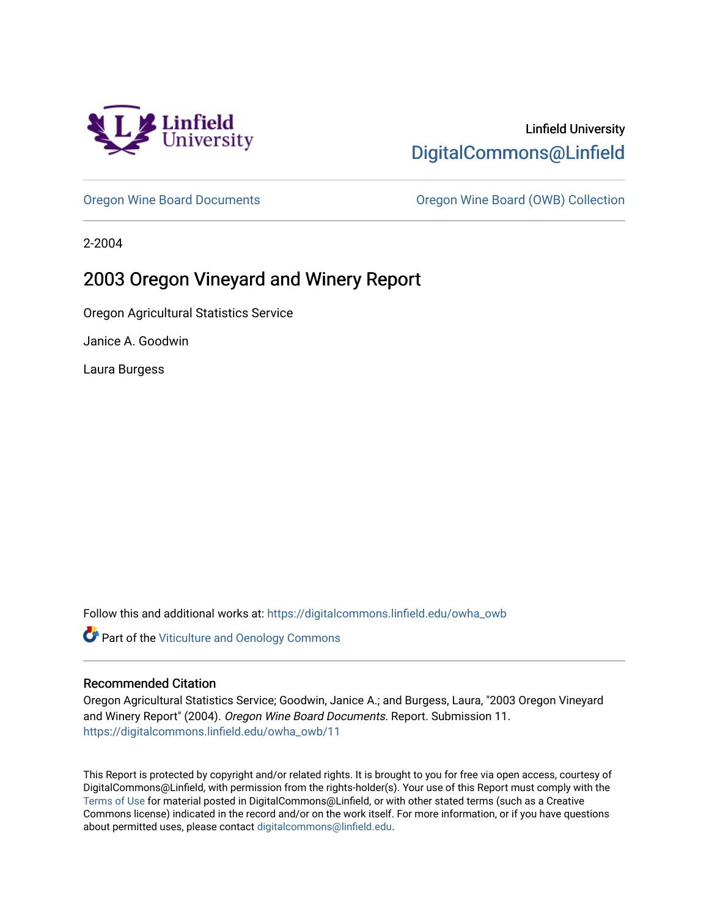Linfield University

DigitalCommons@Linfield

Oregon Wine Board Documents

Oregon Wine Board (OWB) Collection

2-2004

# 2003 Oregon Vineyard and Winery Report

Oregon Agricultural Statistics Service

Janice A. Goodwin

Laura Burgess

Follow this and additional works at: https://digitalcommons.linfield.edu/owha_owb

Part of the Viticulture and Oenology Commons

## Recommended Citation

Oregon Agricultural Statistics Service; Goodwin, Janice A.; and Burgess, Laura, "2003 Oregon Vineyard and Winery Report" (2004). *Oregon Wine Board Documents.* Report. Submission 11.
https://digitalcommons.linfield.edu/owha_owb/11

This Report is protected by copyright and/or related rights. It is brought to you for free via open access, courtesy of DigitalCommons@Linfield, with permission from the rights-holder(s). Your use of this Report must comply with the Terms of Use for material posted in DigitalCommons@Linfield, or with other stated terms (such as a Creative Commons license) indicated in the record and/or on the work itself. For more information, or if you have questions about permitted uses, please contact digitalcommons@linfield.edu.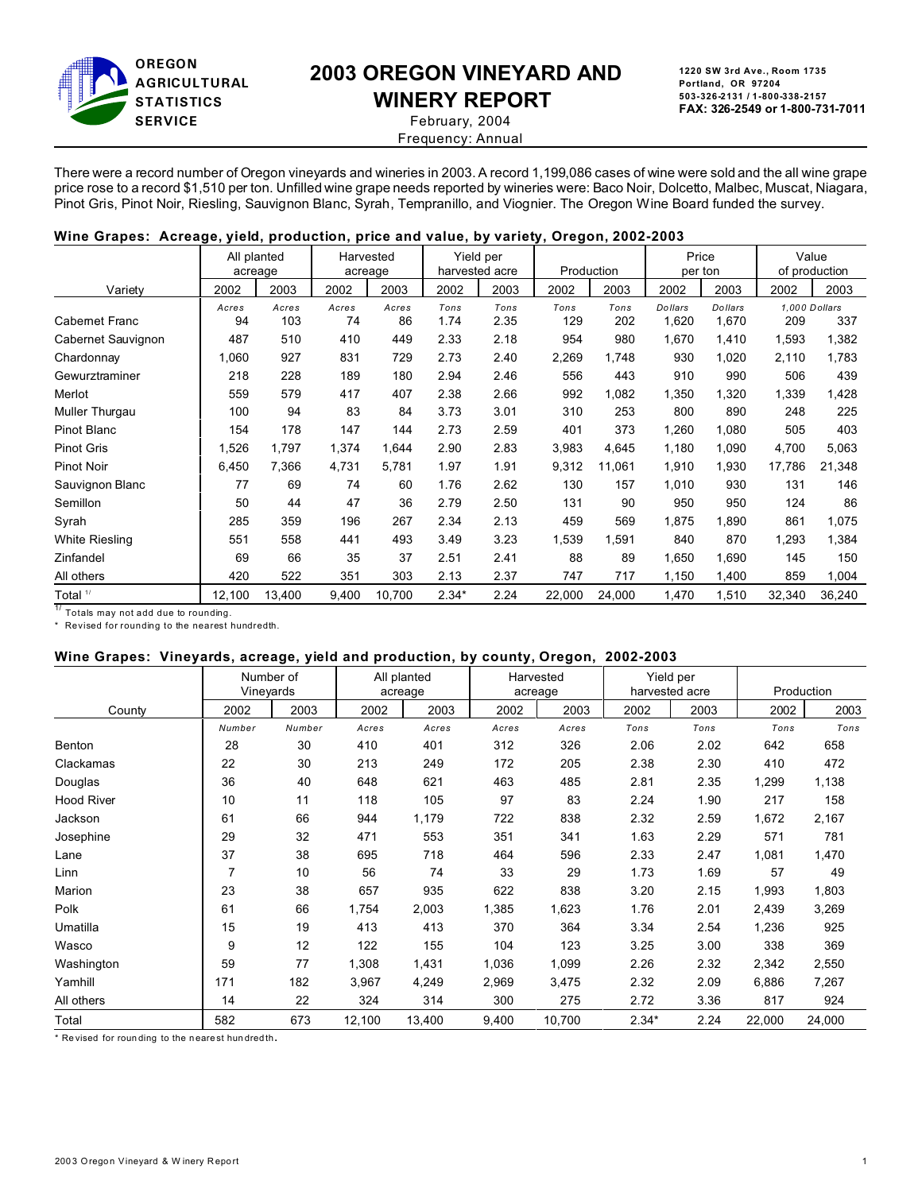**OREGON AGRICULTURAL STATISTICS SERVICE**

# 2003 OREGON VINEYARD AND WINERY REPORT

February, 2004
Frequency: Annual

1220 SW 3rd Ave., Room 1735
Portland, OR 97204
503-326-2131 / 1-800-338-2157
FAX: 326-2549 or 1-800-731-7011

There were a record number of Oregon vineyards and wineries in 2003. A record 1,199,086 cases of wine were sold and the all wine grape price rose to a record $1,510 per ton. Unfilled wine grape needs reported by wineries were: Baco Noir, Dolcetto, Malbec, Muscat, Niagara, Pinot Gris, Pinot Noir, Riesling, Sauvignon Blanc, Syrah, Tempranillo, and Viognier. The Oregon Wine Board funded the survey.

### Wine Grapes: Acreage, yield, production, price and value, by variety, Oregon, 2002-2003

| Variety | All planted acreage | | Harvested acreage | | Yield per harvested acre | | Production | | Price per ton | | Value of production | |
|---|---|---|---|---|---|---|---|---|---|---|---|---|
| | 2002 | 2003 | 2002 | 2003 | 2002 | 2003 | 2002 | 2003 | 2002 | 2003 | 2002 | 2003 |
| | Acres | Acres | Acres | Acres | Tons | Tons | Tons | Tons | Dollars | Dollars | 1,000 Dollars | |
| Cabernet Franc | 94 | 103 | 74 | 86 | 1.74 | 2.35 | 129 | 202 | 1,620 | 1,670 | 209 | 337 |
| Cabernet Sauvignon | 487 | 510 | 410 | 449 | 2.33 | 2.18 | 954 | 980 | 1,670 | 1,410 | 1,593 | 1,382 |
| Chardonnay | 1,060 | 927 | 831 | 729 | 2.73 | 2.40 | 2,269 | 1,748 | 930 | 1,020 | 2,110 | 1,783 |
| Gewurztraminer | 218 | 228 | 189 | 180 | 2.94 | 2.46 | 556 | 443 | 910 | 990 | 506 | 439 |
| Merlot | 559 | 579 | 417 | 407 | 2.38 | 2.66 | 992 | 1,082 | 1,350 | 1,320 | 1,339 | 1,428 |
| Muller Thurgau | 100 | 94 | 83 | 84 | 3.73 | 3.01 | 310 | 253 | 800 | 890 | 248 | 225 |
| Pinot Blanc | 154 | 178 | 147 | 144 | 2.73 | 2.59 | 401 | 373 | 1,260 | 1,080 | 505 | 403 |
| Pinot Gris | 1,526 | 1,797 | 1,374 | 1,644 | 2.90 | 2.83 | 3,983 | 4,645 | 1,180 | 1,090 | 4,700 | 5,063 |
| Pinot Noir | 6,450 | 7,366 | 4,731 | 5,781 | 1.97 | 1.91 | 9,312 | 11,061 | 1,910 | 1,930 | 17,786 | 21,348 |
| Sauvignon Blanc | 77 | 69 | 74 | 60 | 1.76 | 2.62 | 130 | 157 | 1,010 | 930 | 131 | 146 |
| Semillon | 50 | 44 | 47 | 36 | 2.79 | 2.50 | 131 | 90 | 950 | 950 | 124 | 86 |
| Syrah | 285 | 359 | 196 | 267 | 2.34 | 2.13 | 459 | 569 | 1,875 | 1,890 | 861 | 1,075 |
| White Riesling | 551 | 558 | 441 | 493 | 3.49 | 3.23 | 1,539 | 1,591 | 840 | 870 | 1,293 | 1,384 |
| Zinfandel | 69 | 66 | 35 | 37 | 2.51 | 2.41 | 88 | 89 | 1,650 | 1,690 | 145 | 150 |
| All others | 420 | 522 | 351 | 303 | 2.13 | 2.37 | 747 | 717 | 1,150 | 1,400 | 859 | 1,004 |
| Total [1/] | 12,100 | 13,400 | 9,400 | 10,700 | 2.34* | 2.24 | 22,000 | 24,000 | 1,470 | 1,510 | 32,340 | 36,240 |

[1/] Totals may not add due to rounding.
\* Revised for rounding to the nearest hundredth.

### Wine Grapes: Vineyards, acreage, yield and production, by county, Oregon, 2002-2003

| County | Number of Vineyards | | All planted acreage | | Harvested acreage | | Yield per harvested acre | | Production | |
|---|---|---|---|---|---|---|---|---|---|---|
| | 2002 | 2003 | 2002 | 2003 | 2002 | 2003 | 2002 | 2003 | 2002 | 2003 |
| | Number | Number | Acres | Acres | Acres | Acres | Tons | Tons | Tons | Tons |
| Benton | 28 | 30 | 410 | 401 | 312 | 326 | 2.06 | 2.02 | 642 | 658 |
| Clackamas | 22 | 30 | 213 | 249 | 172 | 205 | 2.38 | 2.30 | 410 | 472 |
| Douglas | 36 | 40 | 648 | 621 | 463 | 485 | 2.81 | 2.35 | 1,299 | 1,138 |
| Hood River | 10 | 11 | 118 | 105 | 97 | 83 | 2.24 | 1.90 | 217 | 158 |
| Jackson | 61 | 66 | 944 | 1,179 | 722 | 838 | 2.32 | 2.59 | 1,672 | 2,167 |
| Josephine | 29 | 32 | 471 | 553 | 351 | 341 | 1.63 | 2.29 | 571 | 781 |
| Lane | 37 | 38 | 695 | 718 | 464 | 596 | 2.33 | 2.47 | 1,081 | 1,470 |
| Linn | 7 | 10 | 56 | 74 | 33 | 29 | 1.73 | 1.69 | 57 | 49 |
| Marion | 23 | 38 | 657 | 935 | 622 | 838 | 3.20 | 2.15 | 1,993 | 1,803 |
| Polk | 61 | 66 | 1,754 | 2,003 | 1,385 | 1,623 | 1.76 | 2.01 | 2,439 | 3,269 |
| Umatilla | 15 | 19 | 413 | 413 | 370 | 364 | 3.34 | 2.54 | 1,236 | 925 |
| Wasco | 9 | 12 | 122 | 155 | 104 | 123 | 3.25 | 3.00 | 338 | 369 |
| Washington | 59 | 77 | 1,308 | 1,431 | 1,036 | 1,099 | 2.26 | 2.32 | 2,342 | 2,550 |
| Yamhill | 171 | 182 | 3,967 | 4,249 | 2,969 | 3,475 | 2.32 | 2.09 | 6,886 | 7,267 |
| All others | 14 | 22 | 324 | 314 | 300 | 275 | 2.72 | 3.36 | 817 | 924 |
| Total | 582 | 673 | 12,100 | 13,400 | 9,400 | 10,700 | 2.34* | 2.24 | 22,000 | 24,000 |

\* Revised for rounding to the nearest hundredth.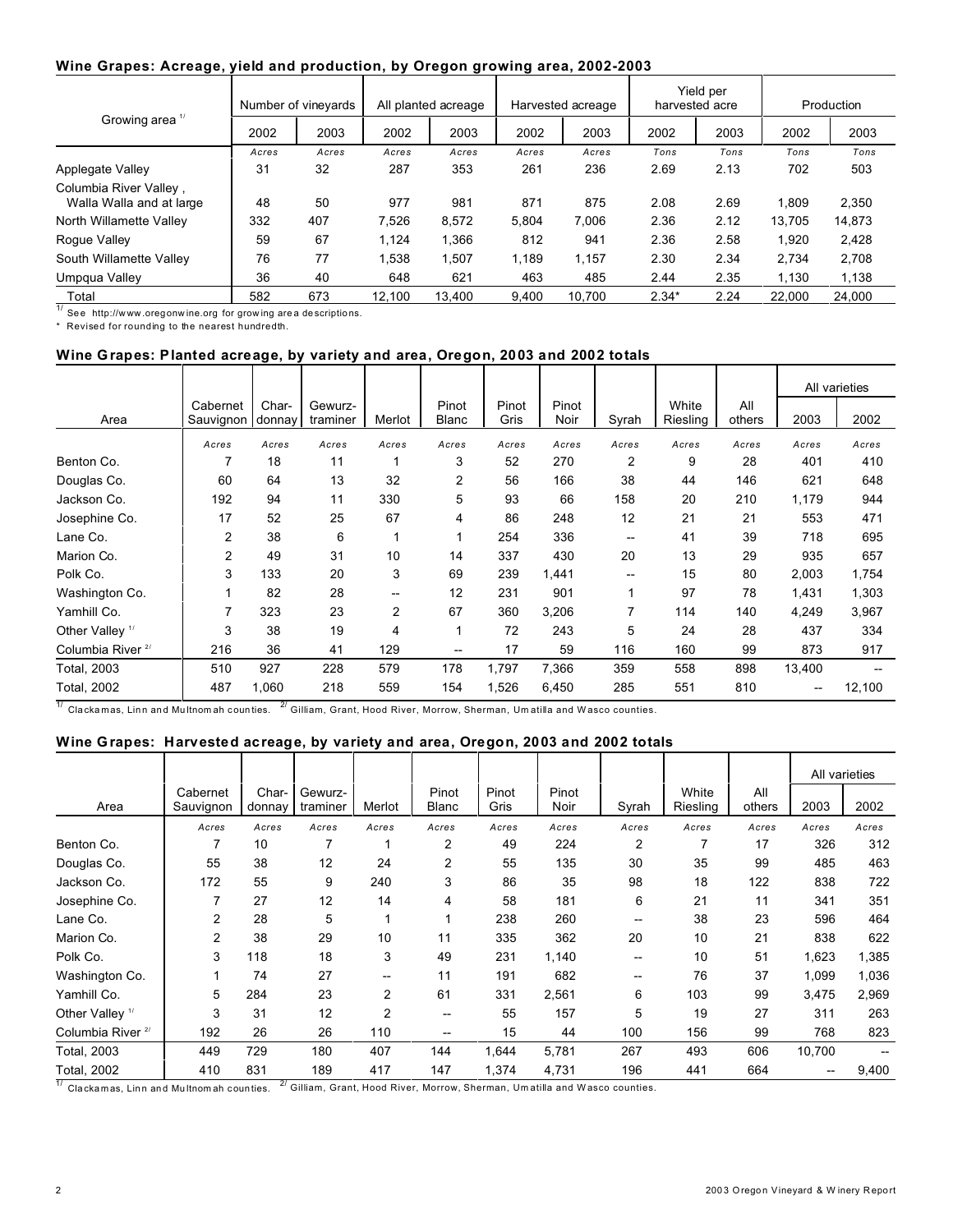## Wine Grapes: Acreage, yield and production, by Oregon growing area, 2002-2003

| Growing area [1/] | Number of vineyards | | All planted acreage | | Harvested acreage | | Yield per harvested acre | | Production | |
|---|---|---|---|---|---|---|---|---|---|---|
| | 2002 | 2003 | 2002 | 2003 | 2002 | 2003 | 2002 | 2003 | 2002 | 2003 |
| | Acres | Acres | Acres | Acres | Acres | Acres | Tons | Tons | Tons | Tons |
| Applegate Valley | 31 | 32 | 287 | 353 | 261 | 236 | 2.69 | 2.13 | 702 | 503 |
| Columbia River Valley, Walla Walla and at large | 48 | 50 | 977 | 981 | 871 | 875 | 2.08 | 2.69 | 1,809 | 2,350 |
| North Willamette Valley | 332 | 407 | 7,526 | 8,572 | 5,804 | 7,006 | 2.36 | 2.12 | 13,705 | 14,873 |
| Rogue Valley | 59 | 67 | 1,124 | 1,366 | 812 | 941 | 2.36 | 2.58 | 1,920 | 2,428 |
| South Willamette Valley | 76 | 77 | 1,538 | 1,507 | 1,189 | 1,157 | 2.30 | 2.34 | 2,734 | 2,708 |
| Umpqua Valley | 36 | 40 | 648 | 621 | 463 | 485 | 2.44 | 2.35 | 1,130 | 1,138 |
| Total | 582 | 673 | 12,100 | 13,400 | 9,400 | 10,700 | 2.34* | 2.24 | 22,000 | 24,000 |

[1/] See http://www.oregonwine.org for growing area descriptions.
* Revised for rounding to the nearest hundredth.

## Wine Grapes: Planted acreage, by variety and area, Oregon, 2003 and 2002 totals

| Area | Cabernet Sauvignon | Char-donnay | Gewurz-traminer | Merlot | Pinot Blanc | Pinot Gris | Pinot Noir | Syrah | White Riesling | All others | All varieties 2003 | All varieties 2002 |
|---|---|---|---|---|---|---|---|---|---|---|---|---|
| | Acres | Acres | Acres | Acres | Acres | Acres | Acres | Acres | Acres | Acres | Acres | Acres |
| Benton Co. | 7 | 18 | 11 | 1 | 3 | 52 | 270 | 2 | 9 | 28 | 401 | 410 |
| Douglas Co. | 60 | 64 | 13 | 32 | 2 | 56 | 166 | 38 | 44 | 146 | 621 | 648 |
| Jackson Co. | 192 | 94 | 11 | 330 | 5 | 93 | 66 | 158 | 20 | 210 | 1,179 | 944 |
| Josephine Co. | 17 | 52 | 25 | 67 | 4 | 86 | 248 | 12 | 21 | 21 | 553 | 471 |
| Lane Co. | 2 | 38 | 6 | 1 | 1 | 254 | 336 | -- | 41 | 39 | 718 | 695 |
| Marion Co. | 2 | 49 | 31 | 10 | 14 | 337 | 430 | 20 | 13 | 29 | 935 | 657 |
| Polk Co. | 3 | 133 | 20 | 3 | 69 | 239 | 1,441 | -- | 15 | 80 | 2,003 | 1,754 |
| Washington Co. | 1 | 82 | 28 | -- | 12 | 231 | 901 | 1 | 97 | 78 | 1,431 | 1,303 |
| Yamhill Co. | 7 | 323 | 23 | 2 | 67 | 360 | 3,206 | 7 | 114 | 140 | 4,249 | 3,967 |
| Other Valley [1/] | 3 | 38 | 19 | 4 | 1 | 72 | 243 | 5 | 24 | 28 | 437 | 334 |
| Columbia River [2/] | 216 | 36 | 41 | 129 | -- | 17 | 59 | 116 | 160 | 99 | 873 | 917 |
| Total, 2003 | 510 | 927 | 228 | 579 | 178 | 1,797 | 7,366 | 359 | 558 | 898 | 13,400 | -- |
| Total, 2002 | 487 | 1,060 | 218 | 559 | 154 | 1,526 | 6,450 | 285 | 551 | 810 | -- | 12,100 |

[1/] Clackamas, Linn and Multnomah counties. [2/] Gilliam, Grant, Hood River, Morrow, Sherman, Umatilla and Wasco counties.

## Wine Grapes: Harvested acreage, by variety and area, Oregon, 2003 and 2002 totals

| Area | Cabernet Sauvignon | Char-donnay | Gewurz-traminer | Merlot | Pinot Blanc | Pinot Gris | Pinot Noir | Syrah | White Riesling | All others | All varieties 2003 | All varieties 2002 |
|---|---|---|---|---|---|---|---|---|---|---|---|---|
| | Acres | Acres | Acres | Acres | Acres | Acres | Acres | Acres | Acres | Acres | Acres | Acres |
| Benton Co. | 7 | 10 | 7 | 1 | 2 | 49 | 224 | 2 | 7 | 17 | 326 | 312 |
| Douglas Co. | 55 | 38 | 12 | 24 | 2 | 55 | 135 | 30 | 35 | 99 | 485 | 463 |
| Jackson Co. | 172 | 55 | 9 | 240 | 3 | 86 | 35 | 98 | 18 | 122 | 838 | 722 |
| Josephine Co. | 7 | 27 | 12 | 14 | 4 | 58 | 181 | 6 | 21 | 11 | 341 | 351 |
| Lane Co. | 2 | 28 | 5 | 1 | 1 | 238 | 260 | -- | 38 | 23 | 596 | 464 |
| Marion Co. | 2 | 38 | 29 | 10 | 11 | 335 | 362 | 20 | 10 | 21 | 838 | 622 |
| Polk Co. | 3 | 118 | 18 | 3 | 49 | 231 | 1,140 | -- | 10 | 51 | 1,623 | 1,385 |
| Washington Co. | 1 | 74 | 27 | -- | 11 | 191 | 682 | -- | 76 | 37 | 1,099 | 1,036 |
| Yamhill Co. | 5 | 284 | 23 | 2 | 61 | 331 | 2,561 | 6 | 103 | 99 | 3,475 | 2,969 |
| Other Valley [1/] | 3 | 31 | 12 | 2 | -- | 55 | 157 | 5 | 19 | 27 | 311 | 263 |
| Columbia River [2/] | 192 | 26 | 26 | 110 | -- | 15 | 44 | 100 | 156 | 99 | 768 | 823 |
| Total, 2003 | 449 | 729 | 180 | 407 | 144 | 1,644 | 5,781 | 267 | 493 | 606 | 10,700 | -- |
| Total, 2002 | 410 | 831 | 189 | 417 | 147 | 1,374 | 4,731 | 196 | 441 | 664 | -- | 9,400 |

[1/] Clackamas, Linn and Multnomah counties. [2/] Gilliam, Grant, Hood River, Morrow, Sherman, Umatilla and Wasco counties.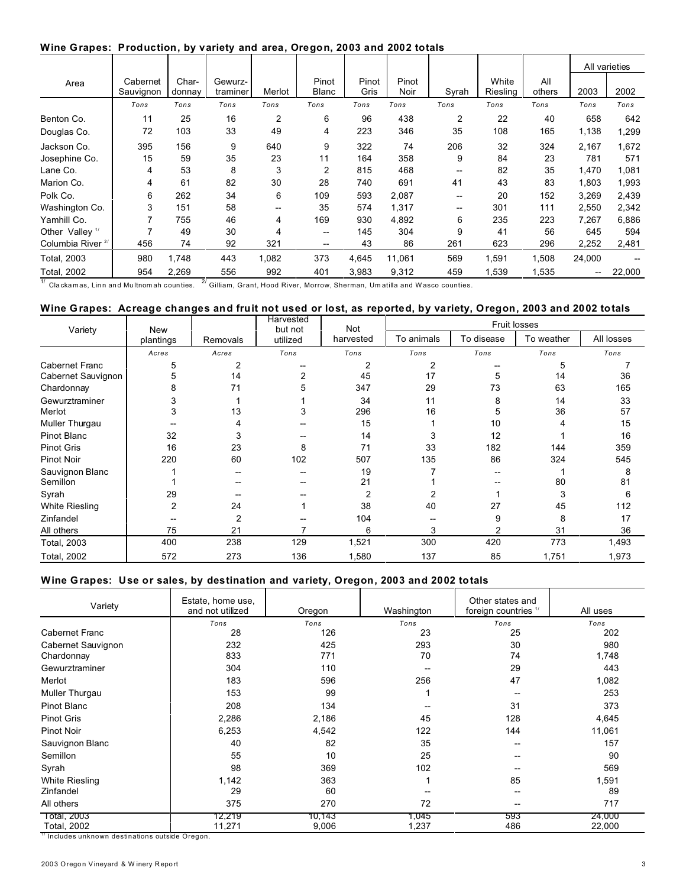### Wine Grapes: Production, by variety and area, Oregon, 2003 and 2002 totals

| Area | Cabernet Sauvignon | Char- donnay | Gewurz- traminer | Merlot | Pinot Blanc | Pinot Gris | Pinot Noir | Syrah | White Riesling | All others | All varieties 2003 | All varieties 2002 |
|---|---|---|---|---|---|---|---|---|---|---|---|---|
| | Tons | Tons | Tons | Tons | Tons | Tons | Tons | Tons | Tons | Tons | Tons | Tons |
| Benton Co. | 11 | 25 | 16 | 2 | 6 | 96 | 438 | 2 | 22 | 40 | 658 | 642 |
| Douglas Co. | 72 | 103 | 33 | 49 | 4 | 223 | 346 | 35 | 108 | 165 | 1,138 | 1,299 |
| Jackson Co. | 395 | 156 | 9 | 640 | 9 | 322 | 74 | 206 | 32 | 324 | 2,167 | 1,672 |
| Josephine Co. | 15 | 59 | 35 | 23 | 11 | 164 | 358 | 9 | 84 | 23 | 781 | 571 |
| Lane Co. | 4 | 53 | 8 | 3 | 2 | 815 | 468 | -- | 82 | 35 | 1,470 | 1,081 |
| Marion Co. | 4 | 61 | 82 | 30 | 28 | 740 | 691 | 41 | 43 | 83 | 1,803 | 1,993 |
| Polk Co. | 6 | 262 | 34 | 6 | 109 | 593 | 2,087 | -- | 20 | 152 | 3,269 | 2,439 |
| Washington Co. | 3 | 151 | 58 | -- | 35 | 574 | 1,317 | -- | 301 | 111 | 2,550 | 2,342 |
| Yamhill Co. | 7 | 755 | 46 | 4 | 169 | 930 | 4,892 | 6 | 235 | 223 | 7,267 | 6,886 |
| Other Valley [1] | 7 | 49 | 30 | 4 | -- | 145 | 304 | 9 | 41 | 56 | 645 | 594 |
| Columbia River [2] | 456 | 74 | 92 | 321 | -- | 43 | 86 | 261 | 623 | 296 | 2,252 | 2,481 |
| Total, 2003 | 980 | 1,748 | 443 | 1,082 | 373 | 4,645 | 11,061 | 569 | 1,591 | 1,508 | 24,000 | -- |
| Total, 2002 | 954 | 2,269 | 556 | 992 | 401 | 3,983 | 9,312 | 459 | 1,539 | 1,535 | -- | 22,000 |

[1] Clackamas, Linn and Multnomah counties. [2] Gilliam, Grant, Hood River, Morrow, Sherman, Umatilla and Wasco counties.

### Wine Grapes: Acreage changes and fruit not used or lost, as reported, by variety, Oregon, 2003 and 2002 totals

| Variety | New plantings | Removals | Harvested but not utilized | Not harvested | Fruit losses: To animals | To disease | To weather | All losses |
|---|---|---|---|---|---|---|---|---|
| | Acres | Acres | Tons | Tons | Tons | Tons | Tons | Tons |
| Cabernet Franc | 5 | 2 | -- | 2 | 2 | -- | 5 | 7 |
| Cabernet Sauvignon | 5 | 14 | 2 | 45 | 17 | 5 | 14 | 36 |
| Chardonnay | 8 | 71 | 5 | 347 | 29 | 73 | 63 | 165 |
| Gewurztraminer | 3 | 1 | 1 | 34 | 11 | 8 | 14 | 33 |
| Merlot | 3 | 13 | 3 | 296 | 16 | 5 | 36 | 57 |
| Muller Thurgau | -- | 4 | -- | 15 | 1 | 10 | 4 | 15 |
| Pinot Blanc | 32 | 3 | -- | 14 | 3 | 12 | 1 | 16 |
| Pinot Gris | 16 | 23 | 8 | 71 | 33 | 182 | 144 | 359 |
| Pinot Noir | 220 | 60 | 102 | 507 | 135 | 86 | 324 | 545 |
| Sauvignon Blanc | 1 | -- | -- | 19 | 7 | -- | 1 | 8 |
| Semillon | 1 | -- | -- | 21 | 1 | -- | 80 | 81 |
| Syrah | 29 | -- | -- | 2 | 2 | 1 | 3 | 6 |
| White Riesling | 2 | 24 | 1 | 38 | 40 | 27 | 45 | 112 |
| Zinfandel | -- | 2 | -- | 104 | -- | 9 | 8 | 17 |
| All others | 75 | 21 | 7 | 6 | 3 | 2 | 31 | 36 |
| Total, 2003 | 400 | 238 | 129 | 1,521 | 300 | 420 | 773 | 1,493 |
| Total, 2002 | 572 | 273 | 136 | 1,580 | 137 | 85 | 1,751 | 1,973 |

### Wine Grapes: Use or sales, by destination and variety, Oregon, 2003 and 2002 totals

| Variety | Estate, home use, and not utilized | Oregon | Washington | Other states and foreign countries [1] | All uses |
|---|---|---|---|---|---|
| | Tons | Tons | Tons | Tons | Tons |
| Cabernet Franc | 28 | 126 | 23 | 25 | 202 |
| Cabernet Sauvignon | 232 | 425 | 293 | 30 | 980 |
| Chardonnay | 833 | 771 | 70 | 74 | 1,748 |
| Gewurztraminer | 304 | 110 | -- | 29 | 443 |
| Merlot | 183 | 596 | 256 | 47 | 1,082 |
| Muller Thurgau | 153 | 99 | 1 | -- | 253 |
| Pinot Blanc | 208 | 134 | -- | 31 | 373 |
| Pinot Gris | 2,286 | 2,186 | 45 | 128 | 4,645 |
| Pinot Noir | 6,253 | 4,542 | 122 | 144 | 11,061 |
| Sauvignon Blanc | 40 | 82 | 35 | -- | 157 |
| Semillon | 55 | 10 | 25 | -- | 90 |
| Syrah | 98 | 369 | 102 | -- | 569 |
| White Riesling | 1,142 | 363 | 1 | 85 | 1,591 |
| Zinfandel | 29 | 60 | -- | -- | 89 |
| All others | 375 | 270 | 72 | -- | 717 |
| Total, 2003 | 12,219 | 10,143 | 1,045 | 593 | 24,000 |
| Total, 2002 | 11,271 | 9,006 | 1,237 | 486 | 22,000 |

[1] Includes unknown destinations outside Oregon.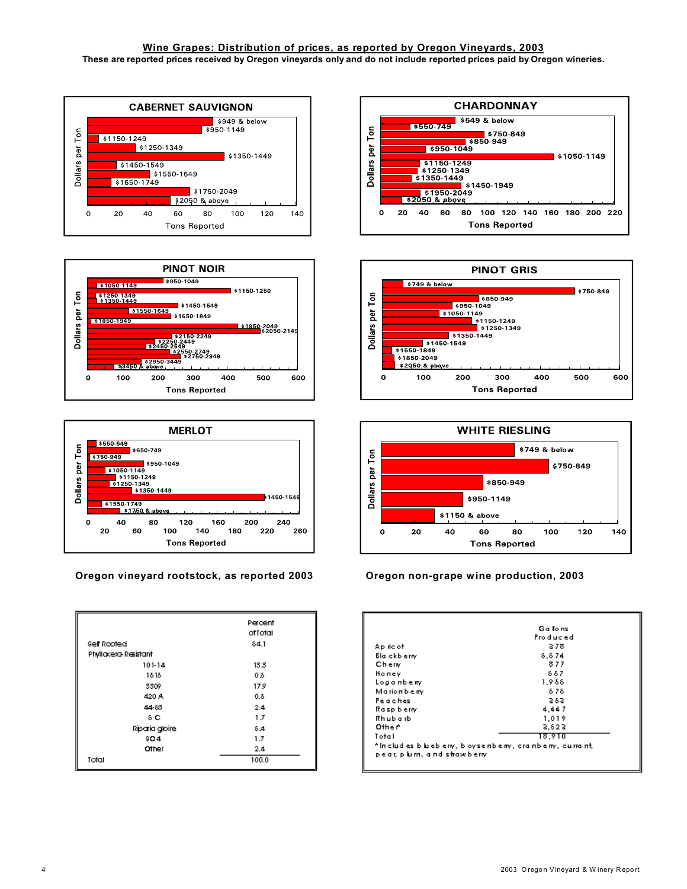## Wine Grapes: Distribution of prices, as reported by Oregon Vineyards, 2003

**These are reported prices received by Oregon vineyards only and do not include reported prices paid by Oregon wineries.**

### CABERNET SAUVIGNON

Dollars per Ton: $949 & below; $950-1149; $1150-1249; $1250-1349; $1350-1449; $1450-1549; $1550-1649; $1650-1749; $1750-2049; $2050 & above

Tons Reported: 0, 20, 40, 60, 80, 100, 120, 140

### CHARDONNAY

Dollars per Ton: $549 & below; $550-749; $750-849; $850-949; $950-1049; $1050-1149; $1150-1249; $1250-1349; $1350-1449; $1450-1949; $1950-2049; $2050 & above

Tons Reported: 0, 20, 40, 60, 80, 100, 120, 140, 160, 180, 200, 220

### PINOT NOIR

Dollars per Ton: $950-1049; $1050-1149; $1150-1250; $1250-1349; $1350-1449; $1450-1549; $1550-1649; $1650-1849; $1850-1949; $1950-2049; $2050-2149; $2150-2249; $2250-2449; $2450-2549; $2550-2749; $2750-2949; $2950-3449; $3450 & above

Tons Reported: 0, 100, 200, 300, 400, 500, 600

### PINOT GRIS

Dollars per Ton: $749 & below; $750-849; $850-949; $950-1049; $1050-1149; $1150-1249; $1250-1349; $1350-1449; $1450-1549; $1550-1849; $1850-2049; $2050 & above

Tons Reported: 0, 100, 200, 300, 400, 500, 600

### MERLOT

Dollars per Ton: $550-649; $650-749; $750-949; $950-1049; $1050-1149; $1150-1249; $1250-1349; $1350-1449; $1450-1549; $1550-1749; $1750 & above

Tons Reported: 0, 20, 40, 60, 80, 100, 120, 140, 160, 180, 200, 220, 240, 260

### WHITE RIESLING

Dollars per Ton: $749 & below; $750-849; $850-949; $950-1149; $1150 & above

Tons Reported: 0, 20, 40, 60, 80, 100, 120, 140

## Oregon vineyard rootstock, as reported 2003

| | Percent of Total |
|---|---|
| Self Rooted | 64.1 |
| Phylloxera-Resistant | |
| 101-14 | 15.5 |
| 1616 | 0.6 |
| 3309 | 17.9 |
| 420 A | 0.6 |
| 44-53 | 2.4 |
| 5 C | 1.7 |
| Riparia gloire | 5.4 |
| SO4 | 1.7 |
| Other | 2.4 |
| Total | 100.0 |

## Oregon non-grape wine production, 2003

| | Gallons Produced |
|---|---|
| Apricot | 378 |
| Blackberry | 5,574 |
| Cherry | 877 |
| Honey | 567 |
| Loganberry | 1,955 |
| Marionberry | 576 |
| Peaches | 353 |
| Raspberry | 4,447 |
| Rhubarb | 1,019 |
| Other* | 3,523 |
| Total | 18,910 |

*Includes blueberry, boysenberry, cranberry, currant, pear, plum, and strawberry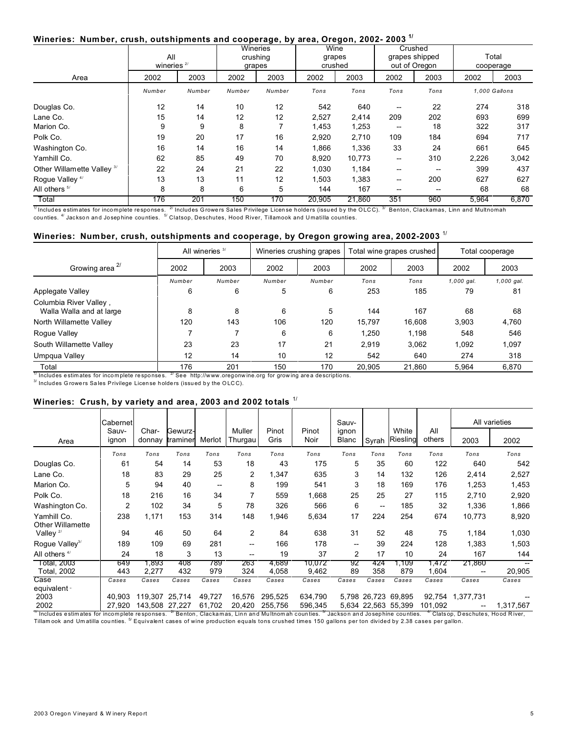## Wineries: Number, crush, outshipments and cooperage, by area, Oregon, 2002- 2003 [1/]

| Area | All wineries [2/] | | Wineries crushing grapes | | Wine grapes crushed | | Crushed grapes shipped out of Oregon | | Total cooperage | |
|---|---|---|---|---|---|---|---|---|---|---|
| | 2002 | 2003 | 2002 | 2003 | 2002 | 2003 | 2002 | 2003 | 2002 | 2003 |
| | *Number* | *Number* | *Number* | *Number* | *Tons* | *Tons* | *Tons* | *Tons* | *1,000 Gallons* | |
| Douglas Co. | 12 | 14 | 10 | 12 | 542 | 640 | -- | 22 | 274 | 318 |
| Lane Co. | 15 | 14 | 12 | 12 | 2,527 | 2,414 | 209 | 202 | 693 | 699 |
| Marion Co. | 9 | 9 | 8 | 7 | 1,453 | 1,253 | -- | 18 | 322 | 317 |
| Polk Co. | 19 | 20 | 17 | 16 | 2,920 | 2,710 | 109 | 184 | 694 | 717 |
| Washington Co. | 16 | 14 | 16 | 14 | 1,866 | 1,336 | 33 | 24 | 661 | 645 |
| Yamhill Co. | 62 | 85 | 49 | 70 | 8,920 | 10,773 | -- | 310 | 2,226 | 3,042 |
| Other Willamette Valley [3/] | 22 | 24 | 21 | 22 | 1,030 | 1,184 | -- | -- | 399 | 437 |
| Rogue Valley [4/] | 13 | 13 | 11 | 12 | 1,503 | 1,383 | -- | 200 | 627 | 627 |
| All others [5/] | 8 | 8 | 6 | 5 | 144 | 167 | -- | -- | 68 | 68 |
| Total | 176 | 201 | 150 | 170 | 20,905 | 21,860 | 351 | 960 | 5,964 | 6,870 |

[1/] Includes estimates for incomplete responses. [2/] Includes Growers Sales Privilege License holders (issued by the OLCC). [3/] Benton, Clackamas, Linn and Multnomah counties. [4/] Jackson and Josephine counties. [5/] Clatsop, Deschutes, Hood River, Tillamook and Umatilla counties.

## Wineries: Number, crush, outshipments and cooperage, by Oregon growing area, 2002-2003 [1/]

| Growing area [2/] | All wineries [3/] | | Wineries crushing grapes | | Total wine grapes crushed | | Total cooperage | |
|---|---|---|---|---|---|---|---|---|
| | 2002 | 2003 | 2002 | 2003 | 2002 | 2003 | 2002 | 2003 |
| | *Number* | *Number* | *Number* | *Number* | *Tons* | *Tons* | *1,000 gal.* | *1,000 gal.* |
| Applegate Valley | 6 | 6 | 5 | 6 | 253 | 185 | 79 | 81 |
| Columbia River Valley , Walla Walla and at large | 8 | 8 | 6 | 5 | 144 | 167 | 68 | 68 |
| North Willamette Valley | 120 | 143 | 106 | 120 | 15,797 | 16,608 | 3,903 | 4,760 |
| Rogue Valley | 7 | 7 | 6 | 6 | 1,250 | 1,198 | 548 | 546 |
| South Willamette Valley | 23 | 23 | 17 | 21 | 2,919 | 3,062 | 1,092 | 1,097 |
| Umpqua Valley | 12 | 14 | 10 | 12 | 542 | 640 | 274 | 318 |
| Total | 176 | 201 | 150 | 170 | 20,905 | 21,860 | 5,964 | 6,870 |

[1/] Includes estimates for incomplete responses. [2/] See http://www.oregonwine.org for growing area descriptions.
[3/] Includes Growers Sales Privilege License holders (issued by the OLCC).

## Wineries: Crush, by variety and area, 2003 and 2002 totals [1/]

| Area | Cabernet Sauv-ignon | Char-donnay | Gewurz-traminer | Merlot | Muller Thurgau | Pinot Gris | Pinot Noir | Sauv-ignon Blanc | Syrah | White Riesling | All others | All varieties 2003 | All varieties 2002 |
|---|---|---|---|---|---|---|---|---|---|---|---|---|---|
| | *Tons* | *Tons* | *Tons* | *Tons* | *Tons* | *Tons* | *Tons* | *Tons* | *Tons* | *Tons* | *Tons* | *Tons* | *Tons* |
| Douglas Co. | 61 | 54 | 14 | 53 | 18 | 43 | 175 | 5 | 35 | 60 | 122 | 640 | 542 |
| Lane Co. | 18 | 83 | 29 | 25 | 2 | 1,347 | 635 | 3 | 14 | 132 | 126 | 2,414 | 2,527 |
| Marion Co. | 5 | 94 | 40 | -- | 8 | 199 | 541 | 3 | 18 | 169 | 176 | 1,253 | 1,453 |
| Polk Co. | 18 | 216 | 16 | 34 | 7 | 559 | 1,668 | 25 | 25 | 27 | 115 | 2,710 | 2,920 |
| Washington Co. | 2 | 102 | 34 | 5 | 78 | 326 | 566 | 6 | -- | 185 | 32 | 1,336 | 1,866 |
| Yamhill Co. | 238 | 1,171 | 153 | 314 | 148 | 1,946 | 5,634 | 17 | 224 | 254 | 674 | 10,773 | 8,920 |
| Other Willamette Valley [2/] | 94 | 46 | 50 | 64 | 2 | 84 | 638 | 31 | 52 | 48 | 75 | 1,184 | 1,030 |
| Rogue Valley[3/] | 189 | 109 | 69 | 281 | -- | 166 | 178 | -- | 39 | 224 | 128 | 1,383 | 1,503 |
| All others [4/] | 24 | 18 | 3 | 13 | -- | 19 | 37 | 2 | 17 | 10 | 24 | 167 | 144 |
| Total, 2003 | 649 | 1,893 | 408 | 789 | 263 | 4,689 | 10,072 | 92 | 424 | 1,109 | 1,472 | 21,860 | -- |
| Total, 2002 | 443 | 2,277 | 432 | 979 | 324 | 4,058 | 9,462 | 89 | 358 | 879 | 1,604 | -- | 20,905 |
| Case equivalent [5/] | *Cases* | *Cases* | *Cases* | *Cases* | *Cases* | *Cases* | *Cases* | *Cases* | *Cases* | *Cases* | *Cases* | *Cases* | *Cases* |
| 2003 | 40,903 | 119,307 | 25,714 | 49,727 | 16,576 | 295,525 | 634,790 | 5,798 | 26,723 | 69,895 | 92,754 | 1,377,731 | -- |
| 2002 | 27,920 | 143,508 | 27,227 | 61,702 | 20,420 | 255,756 | 596,345 | 5,634 | 22,563 | 55,399 | 101,092 | -- | 1,317,567 |

[1/] Includes estimates for incomplete responses. [2/] Benton, Clackamas, Linn and Multnomah counties. [3/] Jackson and Josephine counties. [4/] Clatsop, Deschutes, Hood River, Tillamook and Umatilla counties. [5/] Equivalent cases of wine production equals tons crushed times 150 gallons per ton divided by 2.38 cases per gallon.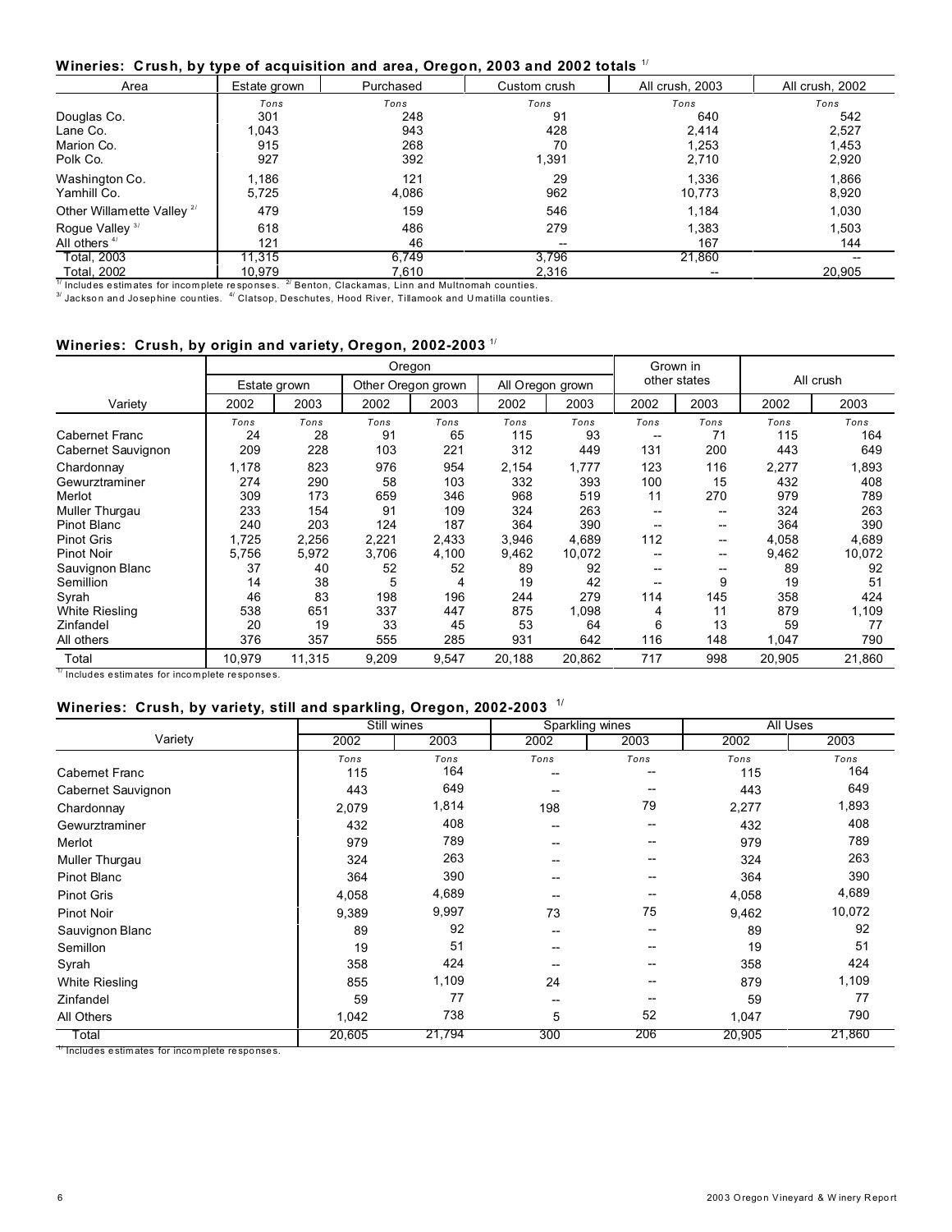### Wineries: Crush, by type of acquisition and area, Oregon, 2003 and 2002 totals [1/]

| Area | Estate grown | Purchased | Custom crush | All crush, 2003 | All crush, 2002 |
|---|---|---|---|---|---|
| | Tons | Tons | Tons | Tons | Tons |
| Douglas Co. | 301 | 248 | 91 | 640 | 542 |
| Lane Co. | 1,043 | 943 | 428 | 2,414 | 2,527 |
| Marion Co. | 915 | 268 | 70 | 1,253 | 1,453 |
| Polk Co. | 927 | 392 | 1,391 | 2,710 | 2,920 |
| Washington Co. | 1,186 | 121 | 29 | 1,336 | 1,866 |
| Yamhill Co. | 5,725 | 4,086 | 962 | 10,773 | 8,920 |
| Other Willamette Valley [2/] | 479 | 159 | 546 | 1,184 | 1,030 |
| Rogue Valley [3/] | 618 | 486 | 279 | 1,383 | 1,503 |
| All others [4/] | 121 | 46 | -- | 167 | 144 |
| Total, 2003 | 11,315 | 6,749 | 3,796 | 21,860 | -- |
| Total, 2002 | 10,979 | 7,610 | 2,316 | -- | 20,905 |

[1/] Includes estimates for incomplete responses. [2/] Benton, Clackamas, Linn and Multnomah counties.
[3/] Jackson and Josephine counties. [4/] Clatsop, Deschutes, Hood River, Tillamook and Umatilla counties.

### Wineries: Crush, by origin and variety, Oregon, 2002-2003 [1/]

| Variety | Oregon | | | | | | Grown in other states | | All crush | |
|---|---|---|---|---|---|---|---|---|---|---|
| | Estate grown | | Other Oregon grown | | All Oregon grown | | | | | |
| | 2002 | 2003 | 2002 | 2003 | 2002 | 2003 | 2002 | 2003 | 2002 | 2003 |
| | Tons | Tons | Tons | Tons | Tons | Tons | Tons | Tons | Tons | Tons |
| Cabernet Franc | 24 | 28 | 91 | 65 | 115 | 93 | -- | 71 | 115 | 164 |
| Cabernet Sauvignon | 209 | 228 | 103 | 221 | 312 | 449 | 131 | 200 | 443 | 649 |
| Chardonnay | 1,178 | 823 | 976 | 954 | 2,154 | 1,777 | 123 | 116 | 2,277 | 1,893 |
| Gewurztraminer | 274 | 290 | 58 | 103 | 332 | 393 | 100 | 15 | 432 | 408 |
| Merlot | 309 | 173 | 659 | 346 | 968 | 519 | 11 | 270 | 979 | 789 |
| Muller Thurgau | 233 | 154 | 91 | 109 | 324 | 263 | -- | -- | 324 | 263 |
| Pinot Blanc | 240 | 203 | 124 | 187 | 364 | 390 | -- | -- | 364 | 390 |
| Pinot Gris | 1,725 | 2,256 | 2,221 | 2,433 | 3,946 | 4,689 | 112 | -- | 4,058 | 4,689 |
| Pinot Noir | 5,756 | 5,972 | 3,706 | 4,100 | 9,462 | 10,072 | -- | -- | 9,462 | 10,072 |
| Sauvignon Blanc | 37 | 40 | 52 | 52 | 89 | 92 | -- | -- | 89 | 92 |
| Semillion | 14 | 38 | 5 | 4 | 19 | 42 | -- | 9 | 19 | 51 |
| Syrah | 46 | 83 | 198 | 196 | 244 | 279 | 114 | 145 | 358 | 424 |
| White Riesling | 538 | 651 | 337 | 447 | 875 | 1,098 | 4 | 11 | 879 | 1,109 |
| Zinfandel | 20 | 19 | 33 | 45 | 53 | 64 | 6 | 13 | 59 | 77 |
| All others | 376 | 357 | 555 | 285 | 931 | 642 | 116 | 148 | 1,047 | 790 |
| Total | 10,979 | 11,315 | 9,209 | 9,547 | 20,188 | 20,862 | 717 | 998 | 20,905 | 21,860 |

[1/] Includes estimates for incomplete responses.

### Wineries: Crush, by variety, still and sparkling, Oregon, 2002-2003 [1/]

| Variety | Still wines | | Sparkling wines | | All Uses | |
|---|---|---|---|---|---|---|
| | 2002 | 2003 | 2002 | 2003 | 2002 | 2003 |
| | Tons | Tons | Tons | Tons | Tons | Tons |
| Cabernet Franc | 115 | 164 | -- | -- | 115 | 164 |
| Cabernet Sauvignon | 443 | 649 | -- | -- | 443 | 649 |
| Chardonnay | 2,079 | 1,814 | 198 | 79 | 2,277 | 1,893 |
| Gewurztraminer | 432 | 408 | -- | -- | 432 | 408 |
| Merlot | 979 | 789 | -- | -- | 979 | 789 |
| Muller Thurgau | 324 | 263 | -- | -- | 324 | 263 |
| Pinot Blanc | 364 | 390 | -- | -- | 364 | 390 |
| Pinot Gris | 4,058 | 4,689 | -- | -- | 4,058 | 4,689 |
| Pinot Noir | 9,389 | 9,997 | 73 | 75 | 9,462 | 10,072 |
| Sauvignon Blanc | 89 | 92 | -- | -- | 89 | 92 |
| Semillon | 19 | 51 | -- | -- | 19 | 51 |
| Syrah | 358 | 424 | -- | -- | 358 | 424 |
| White Riesling | 855 | 1,109 | 24 | -- | 879 | 1,109 |
| Zinfandel | 59 | 77 | -- | -- | 59 | 77 |
| All Others | 1,042 | 738 | 5 | 52 | 1,047 | 790 |
| Total | 20,605 | 21,794 | 300 | 206 | 20,905 | 21,860 |

[1/] Includes estimates for incomplete responses.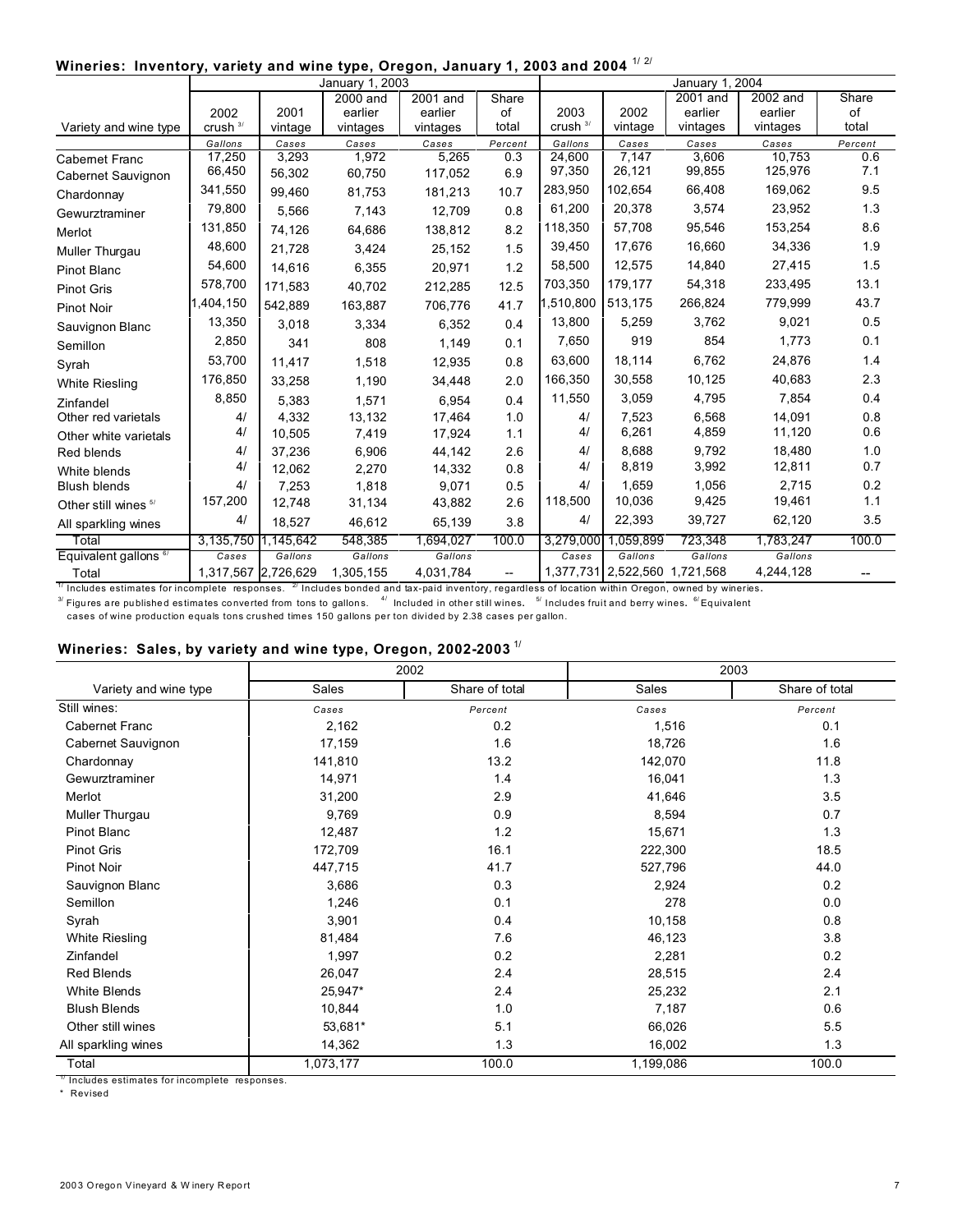## Wineries: Inventory, variety and wine type, Oregon, January 1, 2003 and 2004 [1/] [2/]

| Variety and wine type | January 1, 2003 | | | | | January 1, 2004 | | | | |
|---|---|---|---|---|---|---|---|---|---|---|
| | 2002 crush [3/] | 2001 vintage | 2000 and earlier vintages | 2001 and earlier vintages | Share of total | 2003 crush [3/] | 2002 vintage | 2001 and earlier vintages | 2002 and earlier vintages | Share of total |
| | Gallons | Cases | Cases | Cases | Percent | Gallons | Cases | Cases | Cases | Percent |
| Cabernet Franc | 17,250 | 3,293 | 1,972 | 5,265 | 0.3 | 24,600 | 7,147 | 3,606 | 10,753 | 0.6 |
| Cabernet Sauvignon | 66,450 | 56,302 | 60,750 | 117,052 | 6.9 | 97,350 | 26,121 | 99,855 | 125,976 | 7.1 |
| Chardonnay | 341,550 | 99,460 | 81,753 | 181,213 | 10.7 | 283,950 | 102,654 | 66,408 | 169,062 | 9.5 |
| Gewurztraminer | 79,800 | 5,566 | 7,143 | 12,709 | 0.8 | 61,200 | 20,378 | 3,574 | 23,952 | 1.3 |
| Merlot | 131,850 | 74,126 | 64,686 | 138,812 | 8.2 | 118,350 | 57,708 | 95,546 | 153,254 | 8.6 |
| Muller Thurgau | 48,600 | 21,728 | 3,424 | 25,152 | 1.5 | 39,450 | 17,676 | 16,660 | 34,336 | 1.9 |
| Pinot Blanc | 54,600 | 14,616 | 6,355 | 20,971 | 1.2 | 58,500 | 12,575 | 14,840 | 27,415 | 1.5 |
| Pinot Gris | 578,700 | 171,583 | 40,702 | 212,285 | 12.5 | 703,350 | 179,177 | 54,318 | 233,495 | 13.1 |
| Pinot Noir | 1,404,150 | 542,889 | 163,887 | 706,776 | 41.7 | 1,510,800 | 513,175 | 266,824 | 779,999 | 43.7 |
| Sauvignon Blanc | 13,350 | 3,018 | 3,334 | 6,352 | 0.4 | 13,800 | 5,259 | 3,762 | 9,021 | 0.5 |
| Semillon | 2,850 | 341 | 808 | 1,149 | 0.1 | 7,650 | 919 | 854 | 1,773 | 0.1 |
| Syrah | 53,700 | 11,417 | 1,518 | 12,935 | 0.8 | 63,600 | 18,114 | 6,762 | 24,876 | 1.4 |
| White Riesling | 176,850 | 33,258 | 1,190 | 34,448 | 2.0 | 166,350 | 30,558 | 10,125 | 40,683 | 2.3 |
| Zinfandel | 8,850 | 5,383 | 1,571 | 6,954 | 0.4 | 11,550 | 3,059 | 4,795 | 7,854 | 0.4 |
| Other red varietals | 4/ | 4,332 | 13,132 | 17,464 | 1.0 | 4/ | 7,523 | 6,568 | 14,091 | 0.8 |
| Other white varietals | 4/ | 10,505 | 7,419 | 17,924 | 1.1 | 4/ | 6,261 | 4,859 | 11,120 | 0.6 |
| Red blends | 4/ | 37,236 | 6,906 | 44,142 | 2.6 | 4/ | 8,688 | 9,792 | 18,480 | 1.0 |
| White blends | 4/ | 12,062 | 2,270 | 14,332 | 0.8 | 4/ | 8,819 | 3,992 | 12,811 | 0.7 |
| Blush blends | 4/ | 7,253 | 1,818 | 9,071 | 0.5 | 4/ | 1,659 | 1,056 | 2,715 | 0.2 |
| Other still wines [5/] | 157,200 | 12,748 | 31,134 | 43,882 | 2.6 | 118,500 | 10,036 | 9,425 | 19,461 | 1.1 |
| All sparkling wines | 4/ | 18,527 | 46,612 | 65,139 | 3.8 | 4/ | 22,393 | 39,727 | 62,120 | 3.5 |
| Total | 3,135,750 | 1,145,642 | 548,385 | 1,694,027 | 100.0 | 3,279,000 | 1,059,899 | 723,348 | 1,783,247 | 100.0 |
| Equivalent gallons [6/] | Cases | Gallons | Gallons | Gallons | | Cases | Gallons | Gallons | Gallons | |
| Total | 1,317,567 | 2,726,629 | 1,305,155 | 4,031,784 | -- | 1,377,731 | 2,522,560 | 1,721,568 | 4,244,128 | -- |

[1/] Includes estimates for incomplete responses. [2/] Includes bonded and tax-paid inventory, regardless of location within Oregon, owned by wineries.
[3/] Figures are published estimates converted from tons to gallons. [4/] Included in other still wines. [5/] Includes fruit and berry wines. [6/] Equivalent cases of wine production equals tons crushed times 150 gallons per ton divided by 2.38 cases per gallon.

## Wineries: Sales, by variety and wine type, Oregon, 2002-2003 [1/]

| Variety and wine type | 2002 | | 2003 | |
|---|---|---|---|---|
| | Sales | Share of total | Sales | Share of total |
| | Cases | Percent | Cases | Percent |
| Still wines: | | | | |
| Cabernet Franc | 2,162 | 0.2 | 1,516 | 0.1 |
| Cabernet Sauvignon | 17,159 | 1.6 | 18,726 | 1.6 |
| Chardonnay | 141,810 | 13.2 | 142,070 | 11.8 |
| Gewurztraminer | 14,971 | 1.4 | 16,041 | 1.3 |
| Merlot | 31,200 | 2.9 | 41,646 | 3.5 |
| Muller Thurgau | 9,769 | 0.9 | 8,594 | 0.7 |
| Pinot Blanc | 12,487 | 1.2 | 15,671 | 1.3 |
| Pinot Gris | 172,709 | 16.1 | 222,300 | 18.5 |
| Pinot Noir | 447,715 | 41.7 | 527,796 | 44.0 |
| Sauvignon Blanc | 3,686 | 0.3 | 2,924 | 0.2 |
| Semillon | 1,246 | 0.1 | 278 | 0.0 |
| Syrah | 3,901 | 0.4 | 10,158 | 0.8 |
| White Riesling | 81,484 | 7.6 | 46,123 | 3.8 |
| Zinfandel | 1,997 | 0.2 | 2,281 | 0.2 |
| Red Blends | 26,047 | 2.4 | 28,515 | 2.4 |
| White Blends | 25,947* | 2.4 | 25,232 | 2.1 |
| Blush Blends | 10,844 | 1.0 | 7,187 | 0.6 |
| Other still wines | 53,681* | 5.1 | 66,026 | 5.5 |
| All sparkling wines | 14,362 | 1.3 | 16,002 | 1.3 |
| Total | 1,073,177 | 100.0 | 1,199,086 | 100.0 |

[1/] Includes estimates for incomplete responses.
* Revised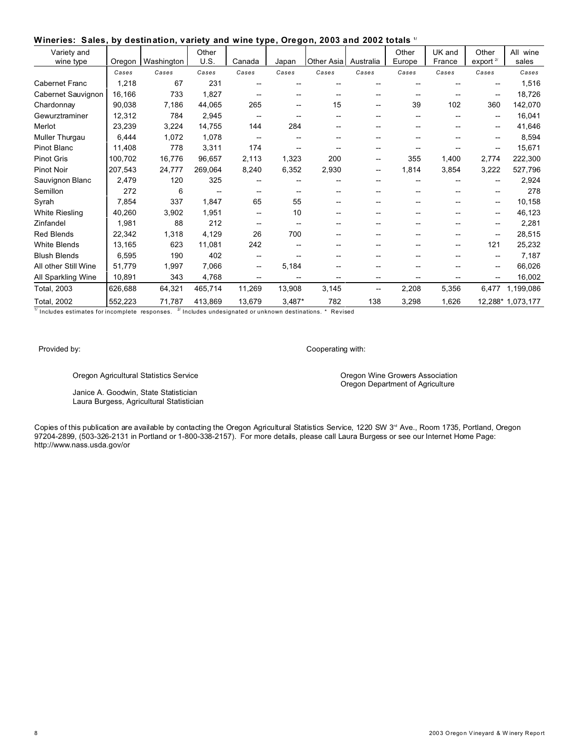**Wineries: Sales, by destination, variety and wine type, Oregon, 2003 and 2002 totals [1/]**

| Variety and wine type | Oregon | Washington | Other U.S. | Canada | Japan | Other Asia | Australia | Other Europe | UK and France | Other export [2/] | All wine sales |
|---|---|---|---|---|---|---|---|---|---|---|---|
| | Cases | Cases | Cases | Cases | Cases | Cases | Cases | Cases | Cases | Cases | Cases |
| Cabernet Franc | 1,218 | 67 | 231 | -- | -- | -- | -- | -- | -- | -- | 1,516 |
| Cabernet Sauvignon | 16,166 | 733 | 1,827 | -- | -- | -- | -- | -- | -- | -- | 18,726 |
| Chardonnay | 90,038 | 7,186 | 44,065 | 265 | -- | 15 | -- | 39 | 102 | 360 | 142,070 |
| Gewurztraminer | 12,312 | 784 | 2,945 | -- | -- | -- | -- | -- | -- | -- | 16,041 |
| Merlot | 23,239 | 3,224 | 14,755 | 144 | 284 | -- | -- | -- | -- | -- | 41,646 |
| Muller Thurgau | 6,444 | 1,072 | 1,078 | -- | -- | -- | -- | -- | -- | -- | 8,594 |
| Pinot Blanc | 11,408 | 778 | 3,311 | 174 | -- | -- | -- | -- | -- | -- | 15,671 |
| Pinot Gris | 100,702 | 16,776 | 96,657 | 2,113 | 1,323 | 200 | -- | 355 | 1,400 | 2,774 | 222,300 |
| Pinot Noir | 207,543 | 24,777 | 269,064 | 8,240 | 6,352 | 2,930 | -- | 1,814 | 3,854 | 3,222 | 527,796 |
| Sauvignon Blanc | 2,479 | 120 | 325 | -- | -- | -- | -- | -- | -- | -- | 2,924 |
| Semillon | 272 | 6 | -- | -- | -- | -- | -- | -- | -- | -- | 278 |
| Syrah | 7,854 | 337 | 1,847 | 65 | 55 | -- | -- | -- | -- | -- | 10,158 |
| White Riesling | 40,260 | 3,902 | 1,951 | -- | 10 | -- | -- | -- | -- | -- | 46,123 |
| Zinfandel | 1,981 | 88 | 212 | -- | -- | -- | -- | -- | -- | -- | 2,281 |
| Red Blends | 22,342 | 1,318 | 4,129 | 26 | 700 | -- | -- | -- | -- | -- | 28,515 |
| White Blends | 13,165 | 623 | 11,081 | 242 | -- | -- | -- | -- | -- | 121 | 25,232 |
| Blush Blends | 6,595 | 190 | 402 | -- | -- | -- | -- | -- | -- | -- | 7,187 |
| All other Still Wine | 51,779 | 1,997 | 7,066 | -- | 5,184 | -- | -- | -- | -- | -- | 66,026 |
| All Sparkling Wine | 10,891 | 343 | 4,768 | -- | -- | -- | -- | -- | -- | -- | 16,002 |
| Total, 2003 | 626,688 | 64,321 | 465,714 | 11,269 | 13,908 | 3,145 | -- | 2,208 | 5,356 | 6,477 | 1,199,086 |
| Total, 2002 | 552,223 | 71,787 | 413,869 | 13,679 | 3,487* | 782 | 138 | 3,298 | 1,626 | 12,288* | 1,073,177 |

[1/] Includes estimates for incomplete responses. [2/] Includes undesignated or unknown destinations. * Revised

Provided by:

Oregon Agricultural Statistics Service

Janice A. Goodwin, State Statistician
Laura Burgess, Agricultural Statistician

Cooperating with:

Oregon Wine Growers Association
Oregon Department of Agriculture

Copies of this publication are available by contacting the Oregon Agricultural Statistics Service, 1220 SW 3rd Ave., Room 1735, Portland, Oregon 97204-2899, (503-326-2131 in Portland or 1-800-338-2157). For more details, please call Laura Burgess or see our Internet Home Page: http://www.nass.usda.gov/or